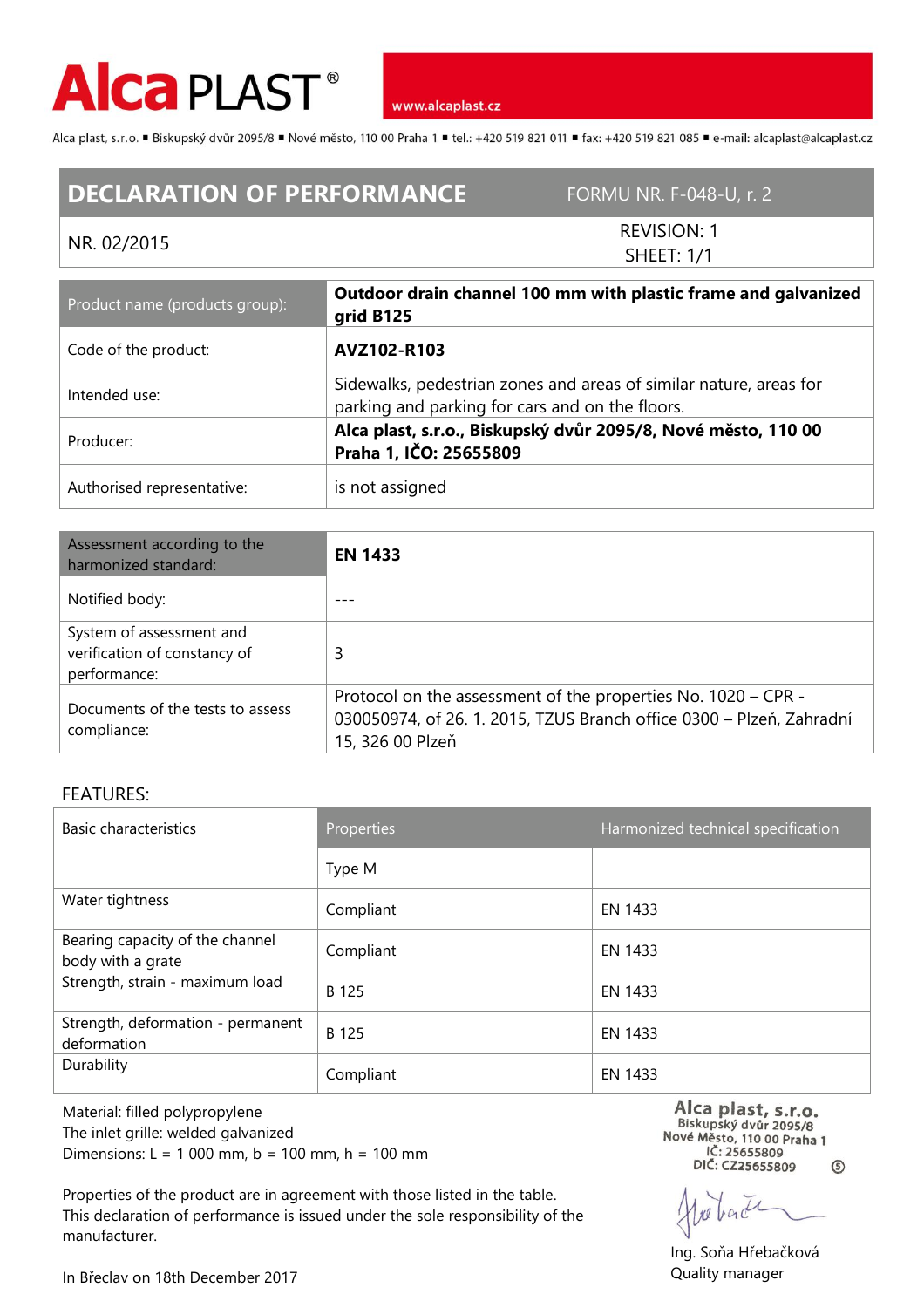Alca PLAST®

www.alcaplast.cz

Alca plast, s.r.o. ▪ Biskupský dvůr 2095/8 ▪ Nové město, 110 00 Praha 1 ▪ tel.: +420 519 821 011 ▪ fax: +420 519 821 085 ▪ e-mail: alcaplast@alcaplast.cz

# DECLARATION OF PERFORMANCE

FORMU NR. F-048-U, r. 2

NR. 02/2015

REVISION: 1
SHEET: 1/1

| Product name (products group): | **Outdoor drain channel 100 mm with plastic frame and galvanized grid B125** |
|---|---|
| Code of the product: | **AVZ102-R103** |
| Intended use: | Sidewalks, pedestrian zones and areas of similar nature, areas for parking and parking for cars and on the floors. |
| Producer: | **Alca plast, s.r.o., Biskupský dvůr 2095/8, Nové město, 110 00 Praha 1, IČO: 25655809** |
| Authorised representative: | is not assigned |

| Assessment according to the harmonized standard: | **EN 1433** |
|---|---|
| Notified body: | --- |
| System of assessment and verification of constancy of performance: | 3 |
| Documents of the tests to assess compliance: | Protocol on the assessment of the properties No. 1020 – CPR - 030050974, of 26. 1. 2015, TZUS Branch office 0300 – Plzeň, Zahradní 15, 326 00 Plzeň |

FEATURES:

| Basic characteristics | Properties | Harmonized technical specification |
|---|---|---|
| | Type M | |
| Water tightness | Compliant | EN 1433 |
| Bearing capacity of the channel body with a grate | Compliant | EN 1433 |
| Strength, strain - maximum load | B 125 | EN 1433 |
| Strength, deformation - permanent deformation | B 125 | EN 1433 |
| Durability | Compliant | EN 1433 |

Material: filled polypropylene
The inlet grille: welded galvanized
Dimensions: L = 1 000 mm, b = 100 mm, h = 100 mm

Properties of the product are in agreement with those listed in the table.
This declaration of performance is issued under the sole responsibility of the manufacturer.

In Břeclav on 18th December 2017

Alca plast, s.r.o.
Biskupský dvůr 2095/8
Nové Město, 110 00 Praha 1
IČ: 25655809
DIČ: CZ25655809

Ing. Soňa Hřebačková
Quality manager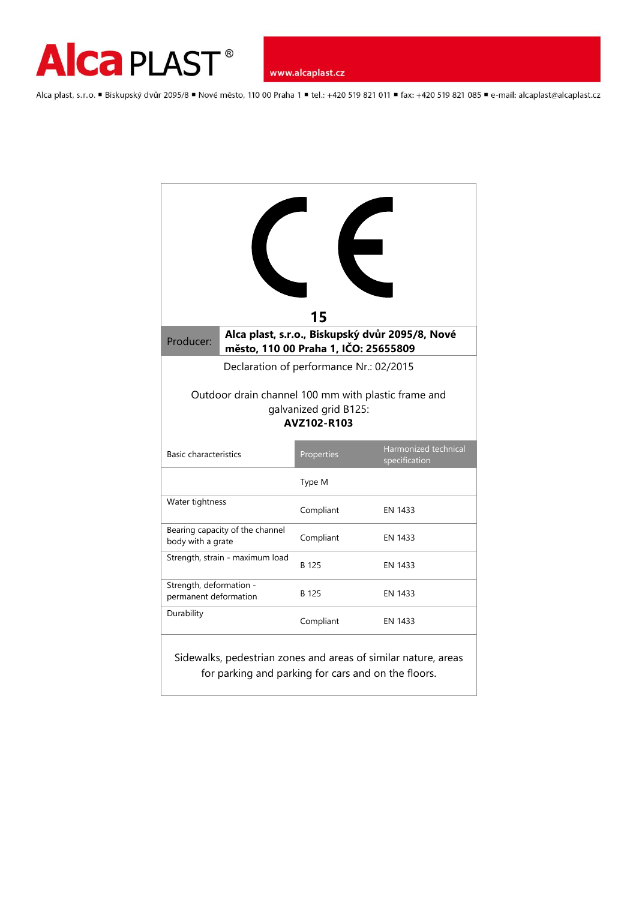**Alca PLAST®**

www.alcaplast.cz

Alca plast, s.r.o. ▪ Biskupský dvůr 2095/8 ▪ Nové město, 110 00 Praha 1 ▪ tel.: +420 519 821 011 ▪ fax: +420 519 821 085 ▪ e-mail: alcaplast@alcaplast.cz

# CE

**15**

| | |
|---|---|
| Producer: | **Alca plast, s.r.o., Biskupský dvůr 2095/8, Nové město, 110 00 Praha 1, IČO: 25655809** |

Declaration of performance Nr.: 02/2015

Outdoor drain channel 100 mm with plastic frame and galvanized grid B125:
**AVZ102-R103**

| Basic characteristics | Properties | Harmonized technical specification |
|---|---|---|
| | Type M | |
| Water tightness | Compliant | EN 1433 |
| Bearing capacity of the channel body with a grate | Compliant | EN 1433 |
| Strength, strain - maximum load | B 125 | EN 1433 |
| Strength, deformation - permanent deformation | B 125 | EN 1433 |
| Durability | Compliant | EN 1433 |

Sidewalks, pedestrian zones and areas of similar nature, areas for parking and parking for cars and on the floors.